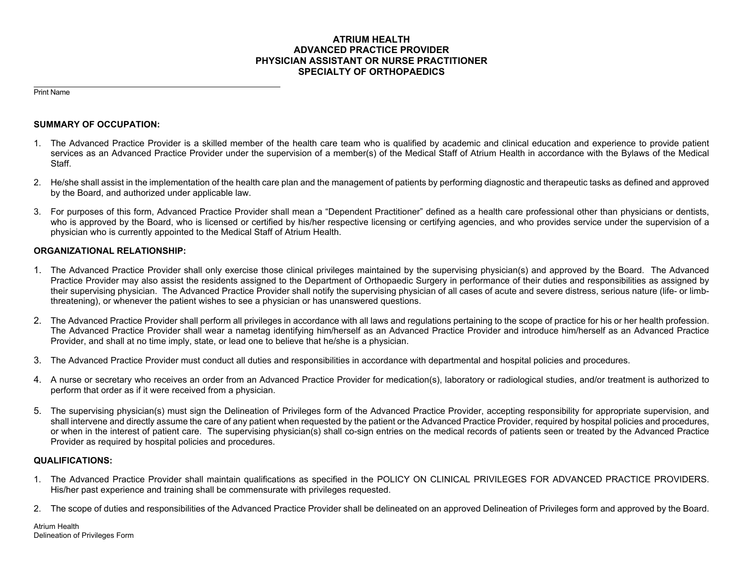# ATRIUM HEALTH
# ADVANCED PRACTICE PROVIDER
# PHYSICIAN ASSISTANT OR NURSE PRACTITIONER
# SPECIALTY OF ORTHOPAEDICS

______________________________________________

Print Name

## SUMMARY OF OCCUPATION:

1. The Advanced Practice Provider is a skilled member of the health care team who is qualified by academic and clinical education and experience to provide patient services as an Advanced Practice Provider under the supervision of a member(s) of the Medical Staff of Atrium Health in accordance with the Bylaws of the Medical Staff.

2. He/she shall assist in the implementation of the health care plan and the management of patients by performing diagnostic and therapeutic tasks as defined and approved by the Board, and authorized under applicable law.

3. For purposes of this form, Advanced Practice Provider shall mean a "Dependent Practitioner" defined as a health care professional other than physicians or dentists, who is approved by the Board, who is licensed or certified by his/her respective licensing or certifying agencies, and who provides service under the supervision of a physician who is currently appointed to the Medical Staff of Atrium Health.

## ORGANIZATIONAL RELATIONSHIP:

1. The Advanced Practice Provider shall only exercise those clinical privileges maintained by the supervising physician(s) and approved by the Board. The Advanced Practice Provider may also assist the residents assigned to the Department of Orthopaedic Surgery in performance of their duties and responsibilities as assigned by their supervising physician. The Advanced Practice Provider shall notify the supervising physician of all cases of acute and severe distress, serious nature (life- or limb-threatening), or whenever the patient wishes to see a physician or has unanswered questions.

2. The Advanced Practice Provider shall perform all privileges in accordance with all laws and regulations pertaining to the scope of practice for his or her health profession. The Advanced Practice Provider shall wear a nametag identifying him/herself as an Advanced Practice Provider and introduce him/herself as an Advanced Practice Provider, and shall at no time imply, state, or lead one to believe that he/she is a physician.

3. The Advanced Practice Provider must conduct all duties and responsibilities in accordance with departmental and hospital policies and procedures.

4. A nurse or secretary who receives an order from an Advanced Practice Provider for medication(s), laboratory or radiological studies, and/or treatment is authorized to perform that order as if it were received from a physician.

5. The supervising physician(s) must sign the Delineation of Privileges form of the Advanced Practice Provider, accepting responsibility for appropriate supervision, and shall intervene and directly assume the care of any patient when requested by the patient or the Advanced Practice Provider, required by hospital policies and procedures, or when in the interest of patient care. The supervising physician(s) shall co-sign entries on the medical records of patients seen or treated by the Advanced Practice Provider as required by hospital policies and procedures.

## QUALIFICATIONS:

1. The Advanced Practice Provider shall maintain qualifications as specified in the POLICY ON CLINICAL PRIVILEGES FOR ADVANCED PRACTICE PROVIDERS. His/her past experience and training shall be commensurate with privileges requested.

2. The scope of duties and responsibilities of the Advanced Practice Provider shall be delineated on an approved Delineation of Privileges form and approved by the Board.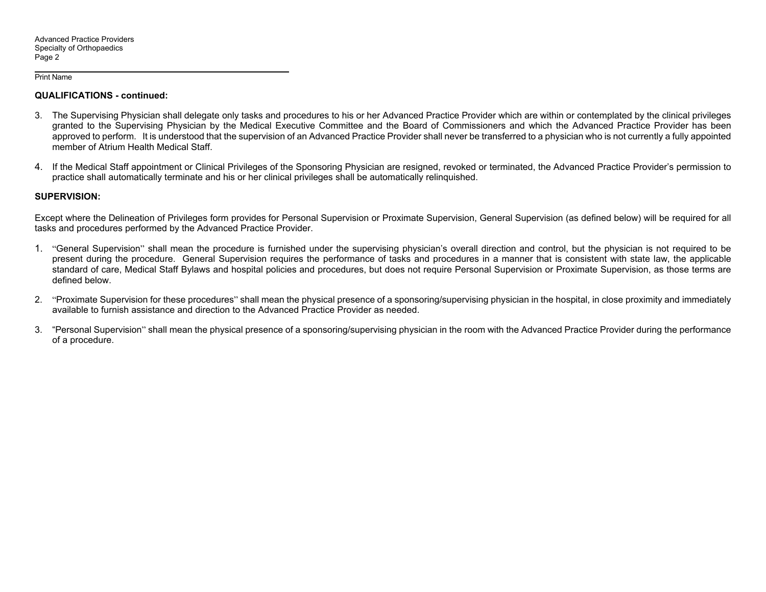Print Name

**QUALIFICATIONS - continued:**

3. The Supervising Physician shall delegate only tasks and procedures to his or her Advanced Practice Provider which are within or contemplated by the clinical privileges granted to the Supervising Physician by the Medical Executive Committee and the Board of Commissioners and which the Advanced Practice Provider has been approved to perform. It is understood that the supervision of an Advanced Practice Provider shall never be transferred to a physician who is not currently a fully appointed member of Atrium Health Medical Staff.

4. If the Medical Staff appointment or Clinical Privileges of the Sponsoring Physician are resigned, revoked or terminated, the Advanced Practice Provider's permission to practice shall automatically terminate and his or her clinical privileges shall be automatically relinquished.

**SUPERVISION:**

Except where the Delineation of Privileges form provides for Personal Supervision or Proximate Supervision, General Supervision (as defined below) will be required for all tasks and procedures performed by the Advanced Practice Provider.

1. "General Supervision" shall mean the procedure is furnished under the supervising physician's overall direction and control, but the physician is not required to be present during the procedure. General Supervision requires the performance of tasks and procedures in a manner that is consistent with state law, the applicable standard of care, Medical Staff Bylaws and hospital policies and procedures, but does not require Personal Supervision or Proximate Supervision, as those terms are defined below.

2. "Proximate Supervision for these procedures" shall mean the physical presence of a sponsoring/supervising physician in the hospital, in close proximity and immediately available to furnish assistance and direction to the Advanced Practice Provider as needed.

3. "Personal Supervision" shall mean the physical presence of a sponsoring/supervising physician in the room with the Advanced Practice Provider during the performance of a procedure.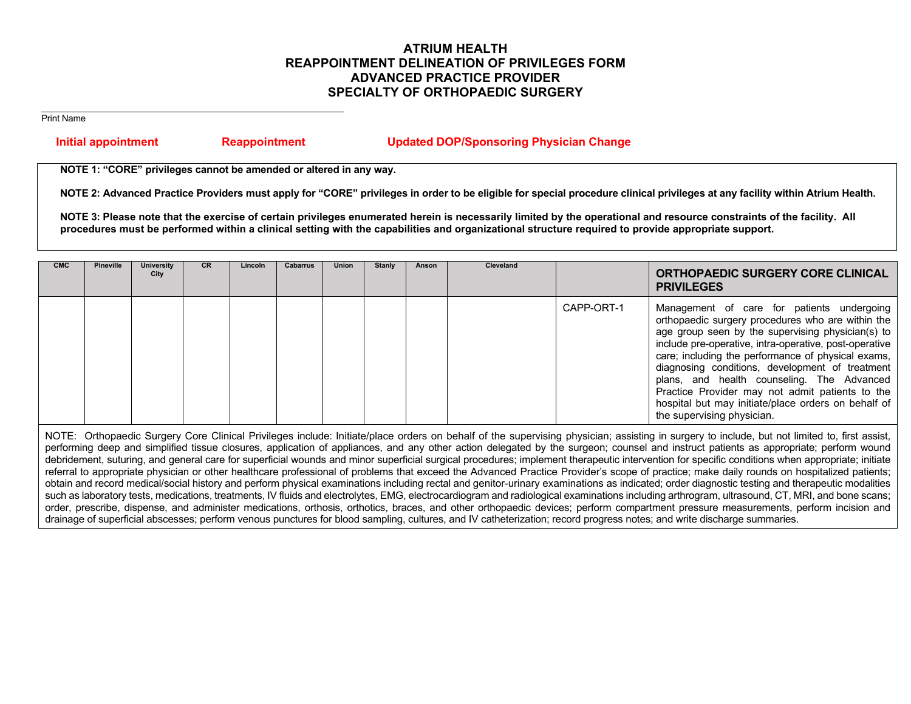# ATRIUM HEALTH
# REAPPOINTMENT DELINEATION OF PRIVILEGES FORM
# ADVANCED PRACTICE PROVIDER
# SPECIALTY OF ORTHOPAEDIC SURGERY

Print Name

**Initial appointment** **Reappointment** **Updated DOP/Sponsoring Physician Change**

**NOTE 1: "CORE" privileges cannot be amended or altered in any way.**

**NOTE 2: Advanced Practice Providers must apply for "CORE" privileges in order to be eligible for special procedure clinical privileges at any facility within Atrium Health.**

**NOTE 3: Please note that the exercise of certain privileges enumerated herein is necessarily limited by the operational and resource constraints of the facility. All procedures must be performed within a clinical setting with the capabilities and organizational structure required to provide appropriate support.**

| CMC | Pineville | University City | CR | Lincoln | Cabarrus | Union | Stanly | Anson | Cleveland | | **ORTHOPAEDIC SURGERY CORE CLINICAL PRIVILEGES** |
|---|---|---|---|---|---|---|---|---|---|---|---|
| | | | | | | | | | | CAPP-ORT-1 | Management of care for patients undergoing orthopaedic surgery procedures who are within the age group seen by the supervising physician(s) to include pre-operative, intra-operative, post-operative care; including the performance of physical exams, diagnosing conditions, development of treatment plans, and health counseling. The Advanced Practice Provider may not admit patients to the hospital but may initiate/place orders on behalf of the supervising physician. |

NOTE: Orthopaedic Surgery Core Clinical Privileges include: Initiate/place orders on behalf of the supervising physician; assisting in surgery to include, but not limited to, first assist, performing deep and simplified tissue closures, application of appliances, and any other action delegated by the surgeon; counsel and instruct patients as appropriate; perform wound debridement, suturing, and general care for superficial wounds and minor superficial surgical procedures; implement therapeutic intervention for specific conditions when appropriate; initiate referral to appropriate physician or other healthcare professional of problems that exceed the Advanced Practice Provider's scope of practice; make daily rounds on hospitalized patients; obtain and record medical/social history and perform physical examinations including rectal and genitor-urinary examinations as indicated; order diagnostic testing and therapeutic modalities such as laboratory tests, medications, treatments, IV fluids and electrolytes, EMG, electrocardiogram and radiological examinations including arthrogram, ultrasound, CT, MRI, and bone scans; order, prescribe, dispense, and administer medications, orthosis, orthotics, braces, and other orthopaedic devices; perform compartment pressure measurements, perform incision and drainage of superficial abscesses; perform venous punctures for blood sampling, cultures, and IV catheterization; record progress notes; and write discharge summaries.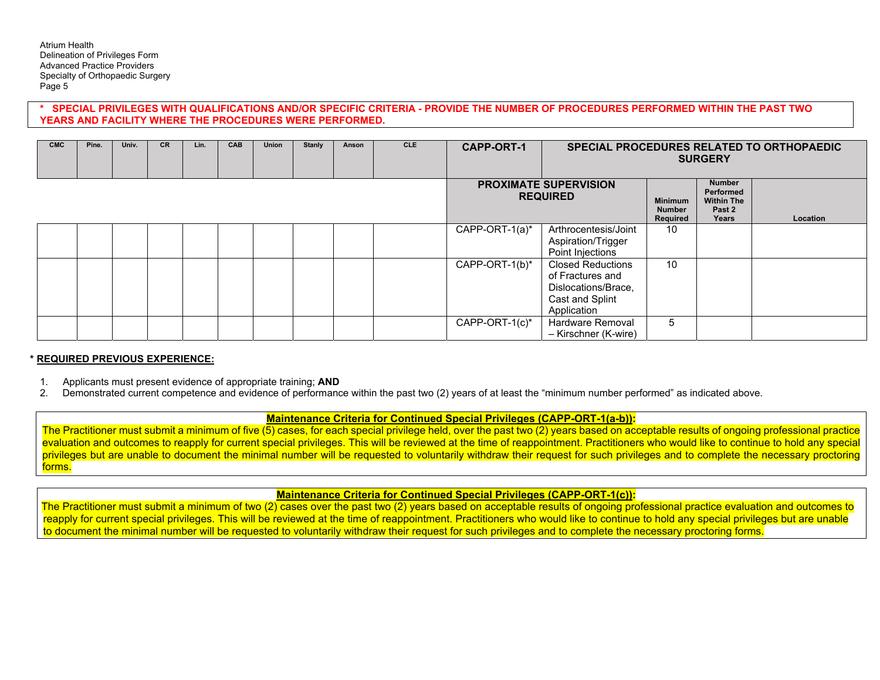Atrium Health
Delineation of Privileges Form
Advanced Practice Providers
Specialty of Orthopaedic Surgery

**\* SPECIAL PRIVILEGES WITH QUALIFICATIONS AND/OR SPECIFIC CRITERIA - PROVIDE THE NUMBER OF PROCEDURES PERFORMED WITHIN THE PAST TWO YEARS AND FACILITY WHERE THE PROCEDURES WERE PERFORMED.**

| CMC | Pine. | Univ. | CR | Lin. | CAB | Union | Stanly | Anson | CLE | CAPP-ORT-1 | SPECIAL PROCEDURES RELATED TO ORTHOPAEDIC SURGERY | | | |
|---|---|---|---|---|---|---|---|---|---|---|---|---|---|---|
| | | | | | | | | | | PROXIMATE SUPERVISION REQUIRED | | Minimum Number Required | Number Performed Within The Past 2 Years | Location |
| | | | | | | | | | | CAPP-ORT-1(a)* | Arthrocentesis/Joint Aspiration/Trigger Point Injections | 10 | | |
| | | | | | | | | | | CAPP-ORT-1(b)* | Closed Reductions of Fractures and Dislocations/Brace, Cast and Splint Application | 10 | | |
| | | | | | | | | | | CAPP-ORT-1(c)* | Hardware Removal – Kirschner (K-wire) | 5 | | |

**\* REQUIRED PREVIOUS EXPERIENCE:**

1. Applicants must present evidence of appropriate training; **AND**
2. Demonstrated current competence and evidence of performance within the past two (2) years of at least the "minimum number performed" as indicated above.

**Maintenance Criteria for Continued Special Privileges (CAPP-ORT-1(a-b)):**

The Practitioner must submit a minimum of five (5) cases, for each special privilege held, over the past two (2) years based on acceptable results of ongoing professional practice evaluation and outcomes to reapply for current special privileges. This will be reviewed at the time of reappointment. Practitioners who would like to continue to hold any special privileges but are unable to document the minimal number will be requested to voluntarily withdraw their request for such privileges and to complete the necessary proctoring forms.

**Maintenance Criteria for Continued Special Privileges (CAPP-ORT-1(c)):**

The Practitioner must submit a minimum of two (2) cases over the past two (2) years based on acceptable results of ongoing professional practice evaluation and outcomes to reapply for current special privileges. This will be reviewed at the time of reappointment. Practitioners who would like to continue to hold any special privileges but are unable to document the minimal number will be requested to voluntarily withdraw their request for such privileges and to complete the necessary proctoring forms.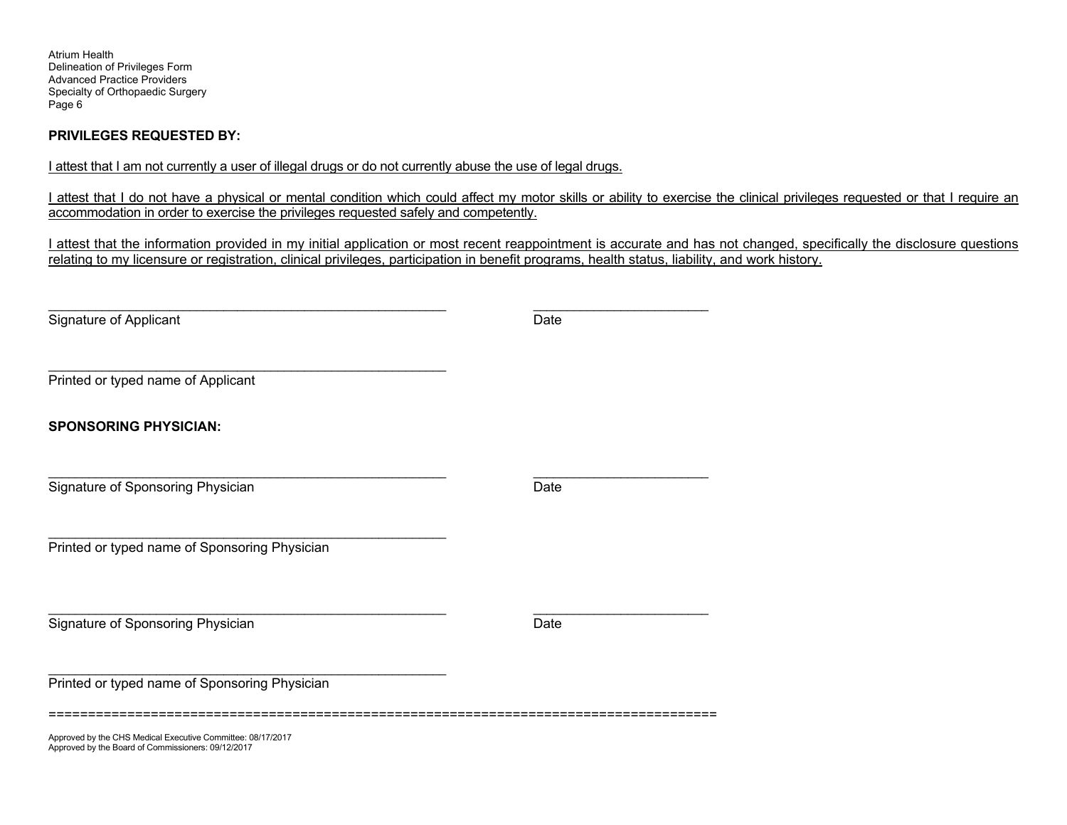**PRIVILEGES REQUESTED BY:**

I attest that I am not currently a user of illegal drugs or do not currently abuse the use of legal drugs.

I attest that I do not have a physical or mental condition which could affect my motor skills or ability to exercise the clinical privileges requested or that I require an accommodation in order to exercise the privileges requested safely and competently.

I attest that the information provided in my initial application or most recent reappointment is accurate and has not changed, specifically the disclosure questions relating to my licensure or registration, clinical privileges, participation in benefit programs, health status, liability, and work history.

_______________________________________________________ 　　　　　________________________

Signature of Applicant 　　　　　　　　　　　　　　　　　　　　Date

_______________________________________________________

Printed or typed name of Applicant

**SPONSORING PHYSICIAN:**

_______________________________________________________ 　　　　　________________________

Signature of Sponsoring Physician 　　　　　　　　　　　　　　　Date

_______________________________________________________

Printed or typed name of Sponsoring Physician

_______________________________________________________ 　　　　　________________________

Signature of Sponsoring Physician 　　　　　　　　　　　　　　　Date

_______________________________________________________

Printed or typed name of Sponsoring Physician

==================================================================================

Approved by the CHS Medical Executive Committee: 08/17/2017
Approved by the Board of Commissioners: 09/12/2017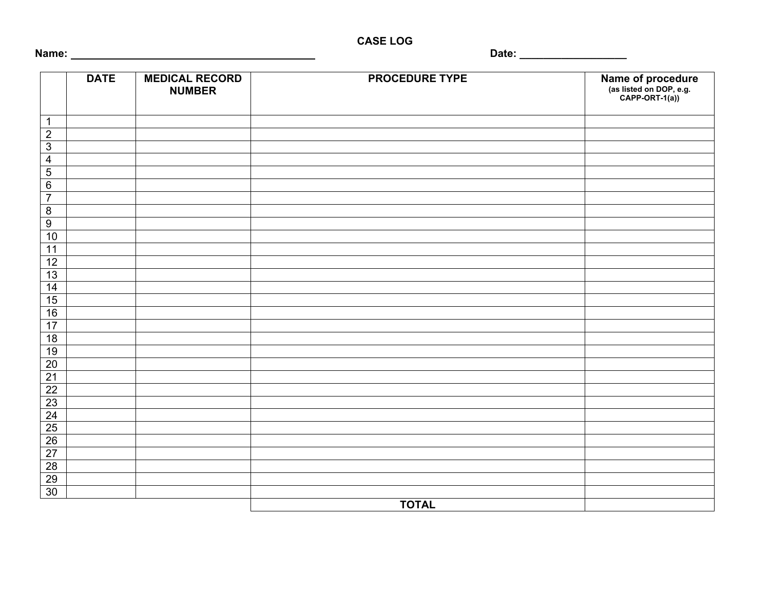# CASE LOG

**Name:** ________________________________________ **Date:** __________________

| | DATE | MEDICAL RECORD NUMBER | PROCEDURE TYPE | Name of procedure (as listed on DOP, e.g. CAPP-ORT-1(a)) |
|---|---|---|---|---|
| 1 | | | | |
| 2 | | | | |
| 3 | | | | |
| 4 | | | | |
| 5 | | | | |
| 6 | | | | |
| 7 | | | | |
| 8 | | | | |
| 9 | | | | |
| 10 | | | | |
| 11 | | | | |
| 12 | | | | |
| 13 | | | | |
| 14 | | | | |
| 15 | | | | |
| 16 | | | | |
| 17 | | | | |
| 18 | | | | |
| 19 | | | | |
| 20 | | | | |
| 21 | | | | |
| 22 | | | | |
| 23 | | | | |
| 24 | | | | |
| 25 | | | | |
| 26 | | | | |
| 27 | | | | |
| 28 | | | | |
| 29 | | | | |
| 30 | | | | |
| | | | **TOTAL** | |